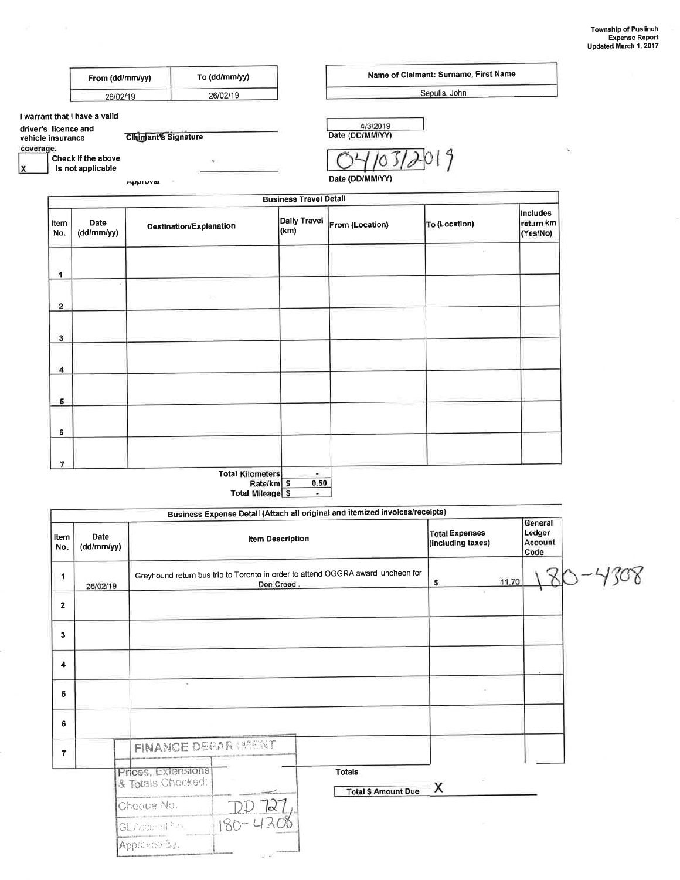Township of Puslinch
Expense Report
Updated March 1, 2017

| From (dd/mm/yy) | To (dd/mm/yy) |
|---|---|
| 26/02/19 | 26/02/19 |

| Name of Claimant: Surname, First Name |
|---|
| Sepulis, John |

I warrant that I have a valid driver's licence and vehicle insurance coverage.

Claimant's Signature

4/3/2019
Date (DD/MM/YY)

X Check if the above is not applicable

Approval

04/03/2019
Date (DD/MM/YY)

## Business Travel Detail

| Item No. | Date (dd/mm/yy) | Destination/Explanation | Daily Travel (km) | From (Location) | To (Location) | Includes return km (Yes/No) |
|---|---|---|---|---|---|---|
| 1 | | | | | | |
| 2 | | | | | | |
| 3 | | | | | | |
| 4 | | | | | | |
| 5 | | | | | | |
| 6 | | | | | | |
| 7 | | | | | | |
| | | Total Kilometers | - | | | |
| | | Rate/km | $ 0.50 | | | |
| | | Total Mileage | $ - | | | |

## Business Expense Detail (Attach all original and itemized invoices/receipts)

| Item No. | Date (dd/mm/yy) | Item Description | Total Expenses (including taxes) | General Ledger Account Code |
|---|---|---|---|---|
| 1 | 26/02/19 | Greyhound return bus trip to Toronto in order to attend OGGRA award luncheon for Don Creed. | $ 11.70 | 180-4308 |
| 2 | | | | |
| 3 | | | | |
| 4 | | | | |
| 5 | | | | |
| 6 | | | | |
| 7 | | | | |
| | | Totals | | |
| | | Total $ Amount Due | X | |

FINANCE DEPARTMENT

| | |
|---|---|
| Prices, Extensions & Totals Checked: | |
| Cheque No. | DD 727 |
| GL Account No. | 180-4308 |
| Approved By. | |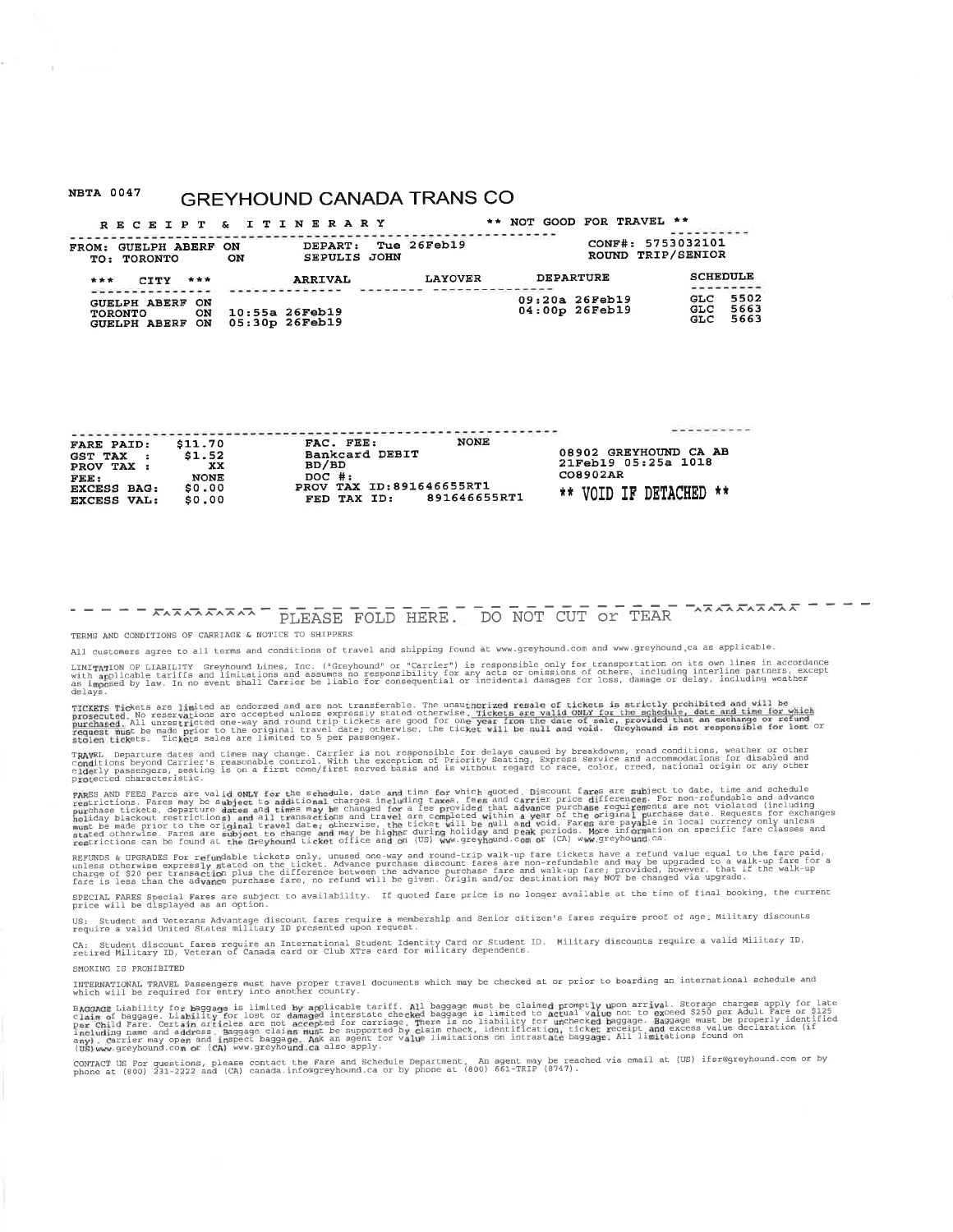NBTA 0047

# GREYHOUND CANADA TRANS CO

R E C E I P T & I T I N E R A R Y ** NOT GOOD FOR TRAVEL **

FROM: GUELPH ABERF ON DEPART: Tue 26Feb19 CONF#: 5753032101
TO: TORONTO ON SEPULIS JOHN ROUND TRIP/SENIOR

| *** CITY *** | ARRIVAL | LAYOVER | DEPARTURE | SCHEDULE |
|---|---|---|---|---|
| GUELPH ABERF ON | | | 09:20a 26Feb19 | GLC 5502 |
| TORONTO ON | 10:55a 26Feb19 | | 04:00p 26Feb19 | GLC 5663 |
| GUELPH ABERF ON | 05:30p 26Feb19 | | | GLC 5663 |

| | | | |
|---|---|---|---|
| FARE PAID: | $11.70 | FAC. FEE: NONE | 08902 GREYHOUND CA AB |
| GST TAX : | $1.52 | Bankcard DEBIT | 21Feb19 05:25a 1018 |
| PROV TAX : | XX | BD/BD | CO8902AR |
| FEE: | NONE | DOC #: | |
| EXCESS BAG: | $0.00 | PROV TAX ID:891646655RT1 | ** VOID IF DETACHED ** |
| EXCESS VAL: | $0.00 | FED TAX ID: 891646655RT1 | |

PLEASE FOLD HERE. DO NOT CUT or TEAR

TERMS AND CONDITIONS OF CARRIAGE & NOTICE TO SHIPPERS

All customers agree to all terms and conditions of travel and shipping found at www.greyhound.com and www.greyhound.ca as applicable.

LIMITATION OF LIABILITY Greyhound Lines, Inc. ("Greyhound" or "Carrier") is responsible only for transportation on its own lines in accordance with applicable tariffs and limitations and assumes no responsibility for any acts or omissions of others, including interline partners, except as imposed by law. In no event shall Carrier be liable for consequential or incidental damages for loss, damage or delay, including weather delays.

TICKETS Tickets are limited as endorsed and are not transferable. The unauthorized resale of tickets is strictly prohibited and will be prosecuted. No reservations are accepted unless expressly stated otherwise. Tickets are valid ONLY for the schedule, date and time for which purchased. All unrestricted one-way and round trip tickets are good for one year from the date of sale, provided that an exchange or refund request must be made prior to the original travel date; otherwise, the ticket will be null and void. Greyhound is not responsible for lost or stolen tickets. Tickets sales are limited to 5 per passenger.

TRAVEL Departure dates and times may change. Carrier is not responsible for delays caused by breakdowns, road conditions, weather or other conditions beyond Carrier's reasonable control. With the exception of Priority Seating, Express Service and accommodations for disabled and elderly passengers, seating is on a first come/first served basis and is without regard to race, color, creed, national origin or any other protected characteristic.

FARES AND FEES Fares are valid ONLY for the schedule, date and time for which quoted. Discount fares are subject to date, time and schedule restrictions. Fares may be subject to additional charges including taxes, fees and carrier price differences. For non-refundable and advance purchase tickets, departure dates and times may be changed for a fee provided that advance purchase requirements are not violated (including holiday blackout restrictions) and all transactions and travel are completed within a year of the original purchase date. Requests for exchanges must be made prior to the original travel date; otherwise, the ticket will be null and void. Fares are payable in local currency only unless stated otherwise. Fares are subject to change and may be higher during holiday and peak periods. More information on specific fare classes and restrictions can be found at the Greyhound ticket office and on (US) www.greyhound.com or (CA) www.greyhound.ca.

REFUNDS & UPGRADES For refundable tickets only, unused one-way and round-trip walk-up fare tickets have a refund value equal to the fare paid, unless otherwise expressly stated on the ticket. Advance purchase discount fares are non-refundable and may be upgraded to a walk-up fare for a charge of $20 per transaction plus the difference between the advance purchase fare and walk-up fare; provided, however, that if the walk-up fare is less than the advance purchase fare, no refund will be given. Origin and/or destination may NOT be changed via upgrade.

SPECIAL FARES Special Fares are subject to availability. If quoted fare price is no longer available at the time of final booking, the current price will be displayed as an option.

US: Student and Veterans Advantage discount fares require a membership and Senior citizen's fares require proof of age. Military discounts require a valid United States military ID presented upon request.

CA: Student discount fares require an International Student Identity Card or Student ID. Military discounts require a valid Military ID, retired Military ID, Veteran of Canada card or Club XTra card for military dependents.

SMOKING IS PROHIBITED

INTERNATIONAL TRAVEL Passengers must have proper travel documents which may be checked at or prior to boarding an international schedule and which will be required for entry into another country.

BAGGAGE Liability for baggage is limited by applicable tariff. All baggage must be claimed promptly upon arrival. Storage charges apply for late claim of baggage. Liability for lost or damaged interstate checked baggage is limited to actual value not to exceed $250 per Adult Fare or $125 per Child Fare. Certain articles are not accepted for carriage. There is no liability for unchecked baggage. Baggage must be properly identified including name and address. Baggage claims must be supported by claim check, identification, ticket receipt and excess value declaration (if any). Carrier may open and inspect baggage. Ask an agent for value limitations on intrastate baggage. All limitations found on (US) www.greyhound.com or (CA) www.greyhound.ca also apply.

CONTACT US For questions, please contact the Fare and Schedule Department. An agent may be reached via email at (US) ifsr@greyhound.com or by phone at (800) 231-2222 and (CA) canada.info@greyhound.ca or by phone at (800) 661-TRIP (8747).